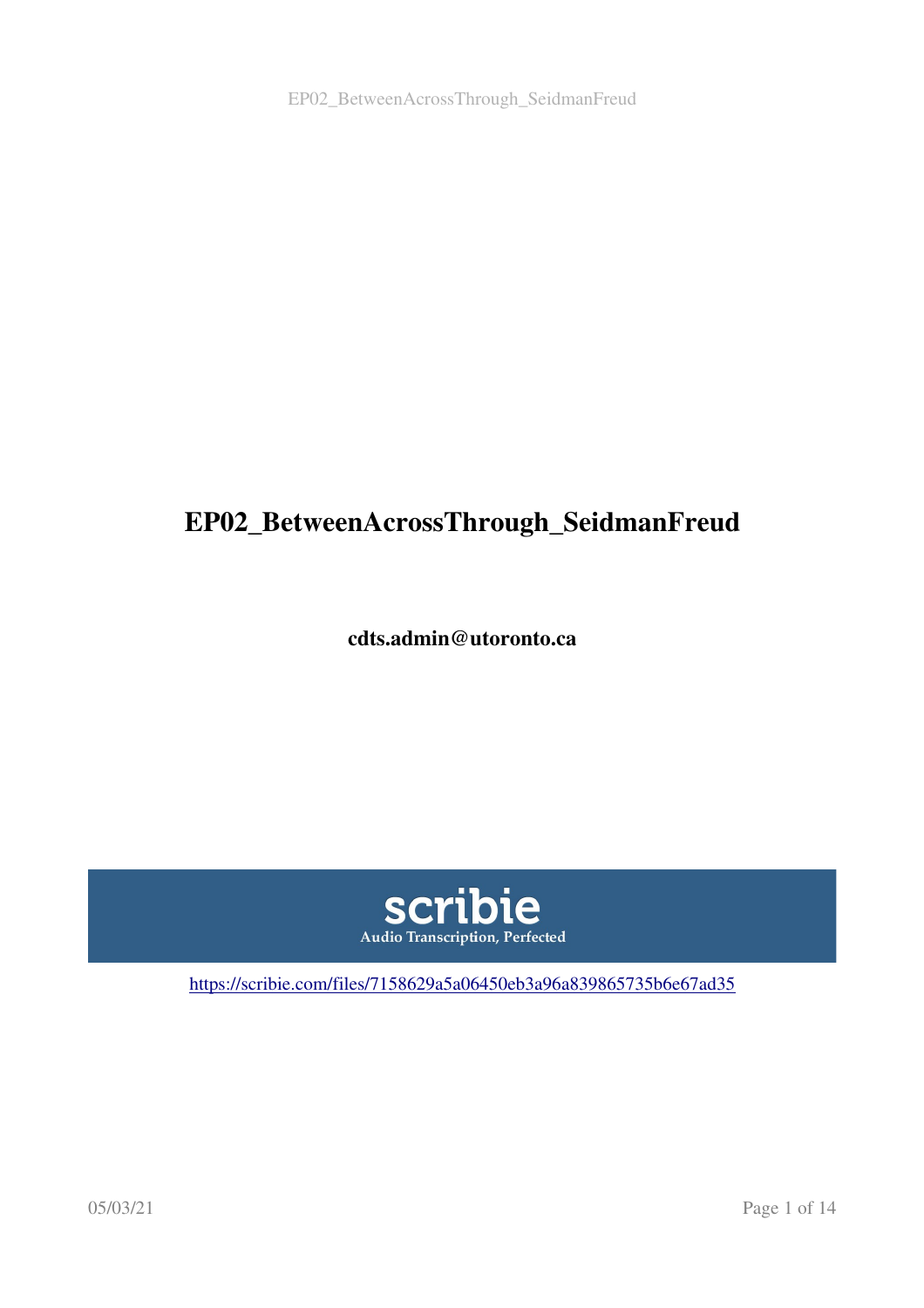# EP02_BetweenAcrossThrough_SeidmanFreud

**cdts.admin@utoronto.ca**

scribie
Audio Transcription, Perfected

https://scribie.com/files/7158629a5a06450eb3a96a839865735b6e67ad35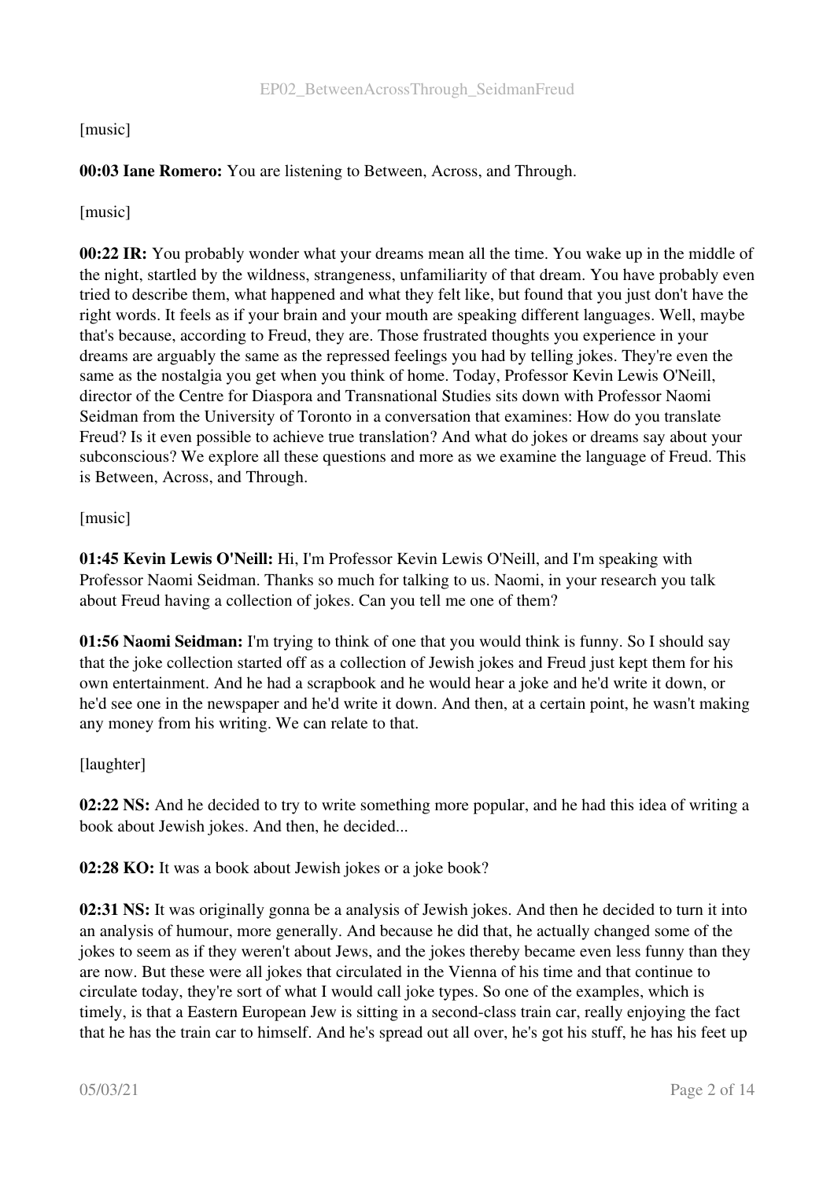[music]

**00:03 Iane Romero:** You are listening to Between, Across, and Through.

[music]

**00:22 IR:** You probably wonder what your dreams mean all the time. You wake up in the middle of the night, startled by the wildness, strangeness, unfamiliarity of that dream. You have probably even tried to describe them, what happened and what they felt like, but found that you just don't have the right words. It feels as if your brain and your mouth are speaking different languages. Well, maybe that's because, according to Freud, they are. Those frustrated thoughts you experience in your dreams are arguably the same as the repressed feelings you had by telling jokes. They're even the same as the nostalgia you get when you think of home. Today, Professor Kevin Lewis O'Neill, director of the Centre for Diaspora and Transnational Studies sits down with Professor Naomi Seidman from the University of Toronto in a conversation that examines: How do you translate Freud? Is it even possible to achieve true translation? And what do jokes or dreams say about your subconscious? We explore all these questions and more as we examine the language of Freud. This is Between, Across, and Through.

[music]

**01:45 Kevin Lewis O'Neill:** Hi, I'm Professor Kevin Lewis O'Neill, and I'm speaking with Professor Naomi Seidman. Thanks so much for talking to us. Naomi, in your research you talk about Freud having a collection of jokes. Can you tell me one of them?

**01:56 Naomi Seidman:** I'm trying to think of one that you would think is funny. So I should say that the joke collection started off as a collection of Jewish jokes and Freud just kept them for his own entertainment. And he had a scrapbook and he would hear a joke and he'd write it down, or he'd see one in the newspaper and he'd write it down. And then, at a certain point, he wasn't making any money from his writing. We can relate to that.

[laughter]

**02:22 NS:** And he decided to try to write something more popular, and he had this idea of writing a book about Jewish jokes. And then, he decided...

**02:28 KO:** It was a book about Jewish jokes or a joke book?

**02:31 NS:** It was originally gonna be a analysis of Jewish jokes. And then he decided to turn it into an analysis of humour, more generally. And because he did that, he actually changed some of the jokes to seem as if they weren't about Jews, and the jokes thereby became even less funny than they are now. But these were all jokes that circulated in the Vienna of his time and that continue to circulate today, they're sort of what I would call joke types. So one of the examples, which is timely, is that a Eastern European Jew is sitting in a second-class train car, really enjoying the fact that he has the train car to himself. And he's spread out all over, he's got his stuff, he has his feet up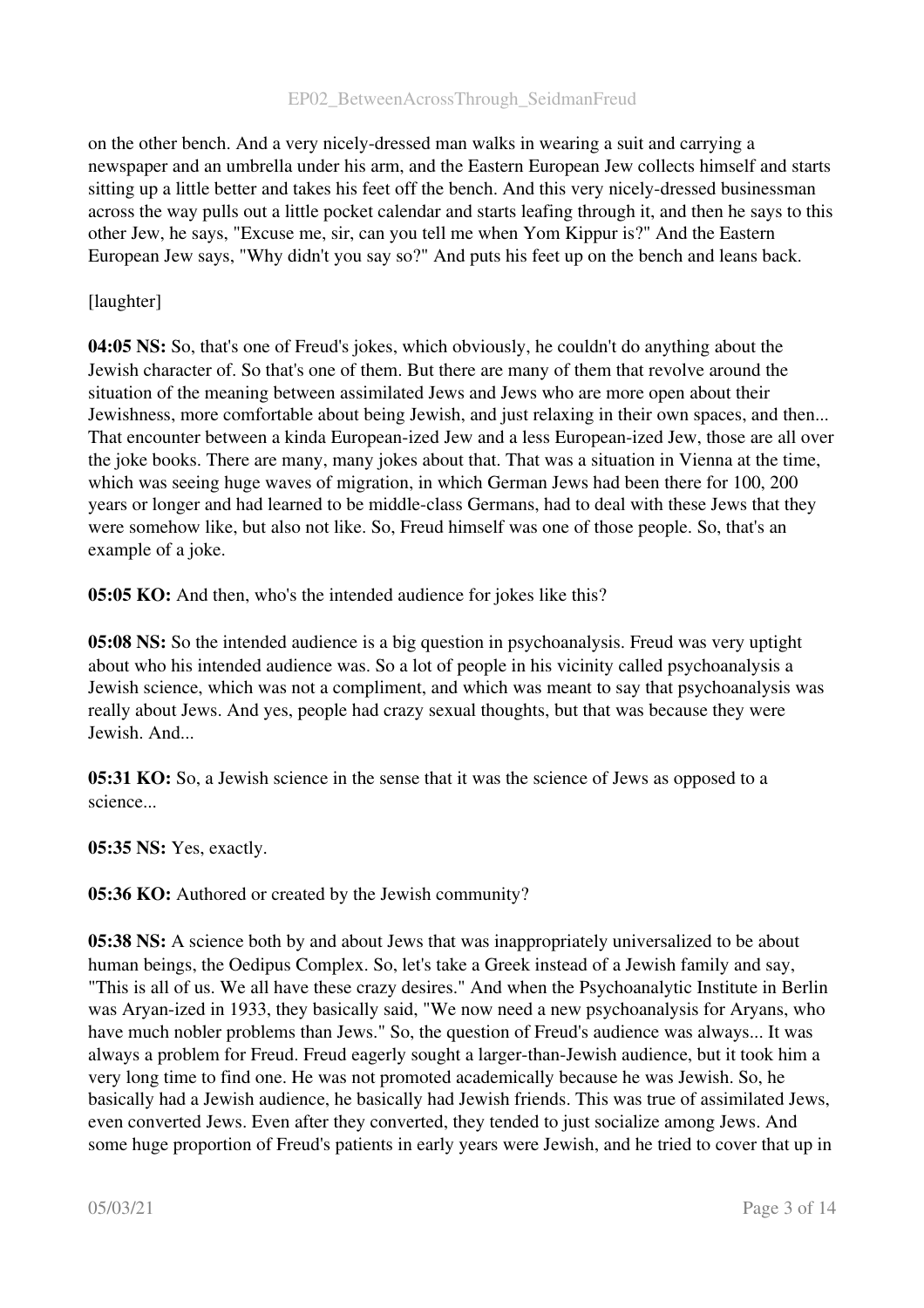on the other bench. And a very nicely-dressed man walks in wearing a suit and carrying a newspaper and an umbrella under his arm, and the Eastern European Jew collects himself and starts sitting up a little better and takes his feet off the bench. And this very nicely-dressed businessman across the way pulls out a little pocket calendar and starts leafing through it, and then he says to this other Jew, he says, "Excuse me, sir, can you tell me when Yom Kippur is?" And the Eastern European Jew says, "Why didn't you say so?" And puts his feet up on the bench and leans back.

[laughter]

**04:05 NS:** So, that's one of Freud's jokes, which obviously, he couldn't do anything about the Jewish character of. So that's one of them. But there are many of them that revolve around the situation of the meaning between assimilated Jews and Jews who are more open about their Jewishness, more comfortable about being Jewish, and just relaxing in their own spaces, and then... That encounter between a kinda European-ized Jew and a less European-ized Jew, those are all over the joke books. There are many, many jokes about that. That was a situation in Vienna at the time, which was seeing huge waves of migration, in which German Jews had been there for 100, 200 years or longer and had learned to be middle-class Germans, had to deal with these Jews that they were somehow like, but also not like. So, Freud himself was one of those people. So, that's an example of a joke.

**05:05 KO:** And then, who's the intended audience for jokes like this?

**05:08 NS:** So the intended audience is a big question in psychoanalysis. Freud was very uptight about who his intended audience was. So a lot of people in his vicinity called psychoanalysis a Jewish science, which was not a compliment, and which was meant to say that psychoanalysis was really about Jews. And yes, people had crazy sexual thoughts, but that was because they were Jewish. And...

**05:31 KO:** So, a Jewish science in the sense that it was the science of Jews as opposed to a science...

**05:35 NS:** Yes, exactly.

**05:36 KO:** Authored or created by the Jewish community?

**05:38 NS:** A science both by and about Jews that was inappropriately universalized to be about human beings, the Oedipus Complex. So, let's take a Greek instead of a Jewish family and say, "This is all of us. We all have these crazy desires." And when the Psychoanalytic Institute in Berlin was Aryan-ized in 1933, they basically said, "We now need a new psychoanalysis for Aryans, who have much nobler problems than Jews." So, the question of Freud's audience was always... It was always a problem for Freud. Freud eagerly sought a larger-than-Jewish audience, but it took him a very long time to find one. He was not promoted academically because he was Jewish. So, he basically had a Jewish audience, he basically had Jewish friends. This was true of assimilated Jews, even converted Jews. Even after they converted, they tended to just socialize among Jews. And some huge proportion of Freud's patients in early years were Jewish, and he tried to cover that up in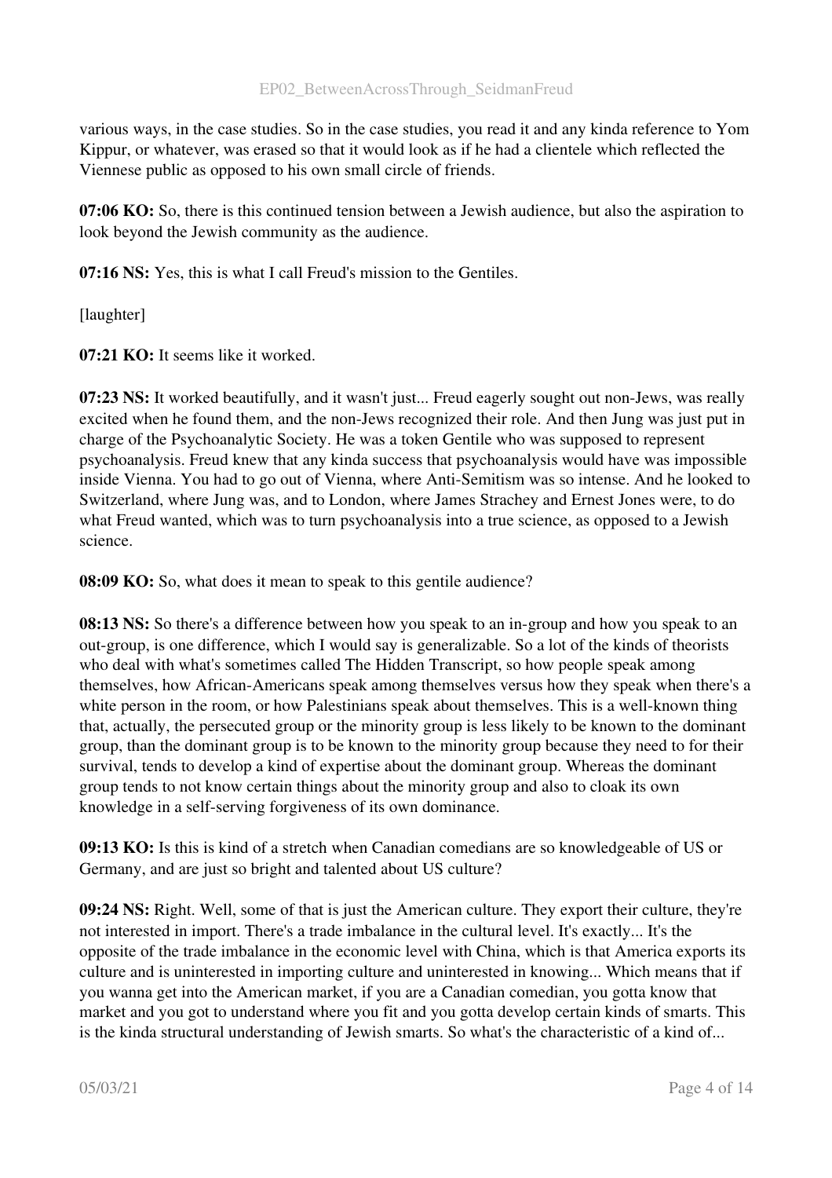various ways, in the case studies. So in the case studies, you read it and any kinda reference to Yom Kippur, or whatever, was erased so that it would look as if he had a clientele which reflected the Viennese public as opposed to his own small circle of friends.

**07:06 KO:** So, there is this continued tension between a Jewish audience, but also the aspiration to look beyond the Jewish community as the audience.

**07:16 NS:** Yes, this is what I call Freud's mission to the Gentiles.

[laughter]

**07:21 KO:** It seems like it worked.

**07:23 NS:** It worked beautifully, and it wasn't just... Freud eagerly sought out non-Jews, was really excited when he found them, and the non-Jews recognized their role. And then Jung was just put in charge of the Psychoanalytic Society. He was a token Gentile who was supposed to represent psychoanalysis. Freud knew that any kinda success that psychoanalysis would have was impossible inside Vienna. You had to go out of Vienna, where Anti-Semitism was so intense. And he looked to Switzerland, where Jung was, and to London, where James Strachey and Ernest Jones were, to do what Freud wanted, which was to turn psychoanalysis into a true science, as opposed to a Jewish science.

**08:09 KO:** So, what does it mean to speak to this gentile audience?

**08:13 NS:** So there's a difference between how you speak to an in-group and how you speak to an out-group, is one difference, which I would say is generalizable. So a lot of the kinds of theorists who deal with what's sometimes called The Hidden Transcript, so how people speak among themselves, how African-Americans speak among themselves versus how they speak when there's a white person in the room, or how Palestinians speak about themselves. This is a well-known thing that, actually, the persecuted group or the minority group is less likely to be known to the dominant group, than the dominant group is to be known to the minority group because they need to for their survival, tends to develop a kind of expertise about the dominant group. Whereas the dominant group tends to not know certain things about the minority group and also to cloak its own knowledge in a self-serving forgiveness of its own dominance.

**09:13 KO:** Is this is kind of a stretch when Canadian comedians are so knowledgeable of US or Germany, and are just so bright and talented about US culture?

**09:24 NS:** Right. Well, some of that is just the American culture. They export their culture, they're not interested in import. There's a trade imbalance in the cultural level. It's exactly... It's the opposite of the trade imbalance in the economic level with China, which is that America exports its culture and is uninterested in importing culture and uninterested in knowing... Which means that if you wanna get into the American market, if you are a Canadian comedian, you gotta know that market and you got to understand where you fit and you gotta develop certain kinds of smarts. This is the kinda structural understanding of Jewish smarts. So what's the characteristic of a kind of...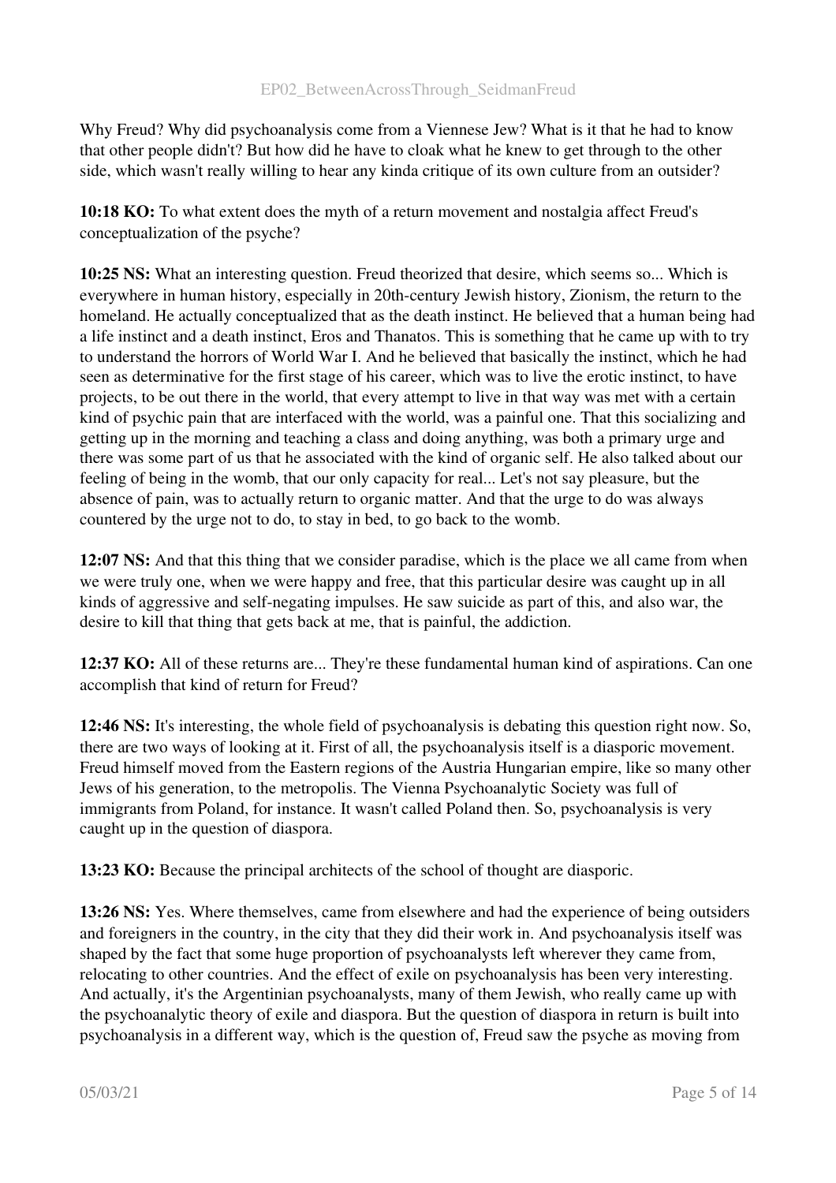Why Freud? Why did psychoanalysis come from a Viennese Jew? What is it that he had to know that other people didn't? But how did he have to cloak what he knew to get through to the other side, which wasn't really willing to hear any kinda critique of its own culture from an outsider?

**10:18 KO:** To what extent does the myth of a return movement and nostalgia affect Freud's conceptualization of the psyche?

**10:25 NS:** What an interesting question. Freud theorized that desire, which seems so... Which is everywhere in human history, especially in 20th-century Jewish history, Zionism, the return to the homeland. He actually conceptualized that as the death instinct. He believed that a human being had a life instinct and a death instinct, Eros and Thanatos. This is something that he came up with to try to understand the horrors of World War I. And he believed that basically the instinct, which he had seen as determinative for the first stage of his career, which was to live the erotic instinct, to have projects, to be out there in the world, that every attempt to live in that way was met with a certain kind of psychic pain that are interfaced with the world, was a painful one. That this socializing and getting up in the morning and teaching a class and doing anything, was both a primary urge and there was some part of us that he associated with the kind of organic self. He also talked about our feeling of being in the womb, that our only capacity for real... Let's not say pleasure, but the absence of pain, was to actually return to organic matter. And that the urge to do was always countered by the urge not to do, to stay in bed, to go back to the womb.

**12:07 NS:** And that this thing that we consider paradise, which is the place we all came from when we were truly one, when we were happy and free, that this particular desire was caught up in all kinds of aggressive and self-negating impulses. He saw suicide as part of this, and also war, the desire to kill that thing that gets back at me, that is painful, the addiction.

**12:37 KO:** All of these returns are... They're these fundamental human kind of aspirations. Can one accomplish that kind of return for Freud?

**12:46 NS:** It's interesting, the whole field of psychoanalysis is debating this question right now. So, there are two ways of looking at it. First of all, the psychoanalysis itself is a diasporic movement. Freud himself moved from the Eastern regions of the Austria Hungarian empire, like so many other Jews of his generation, to the metropolis. The Vienna Psychoanalytic Society was full of immigrants from Poland, for instance. It wasn't called Poland then. So, psychoanalysis is very caught up in the question of diaspora.

**13:23 KO:** Because the principal architects of the school of thought are diasporic.

**13:26 NS:** Yes. Where themselves, came from elsewhere and had the experience of being outsiders and foreigners in the country, in the city that they did their work in. And psychoanalysis itself was shaped by the fact that some huge proportion of psychoanalysts left wherever they came from, relocating to other countries. And the effect of exile on psychoanalysis has been very interesting. And actually, it's the Argentinian psychoanalysts, many of them Jewish, who really came up with the psychoanalytic theory of exile and diaspora. But the question of diaspora in return is built into psychoanalysis in a different way, which is the question of, Freud saw the psyche as moving from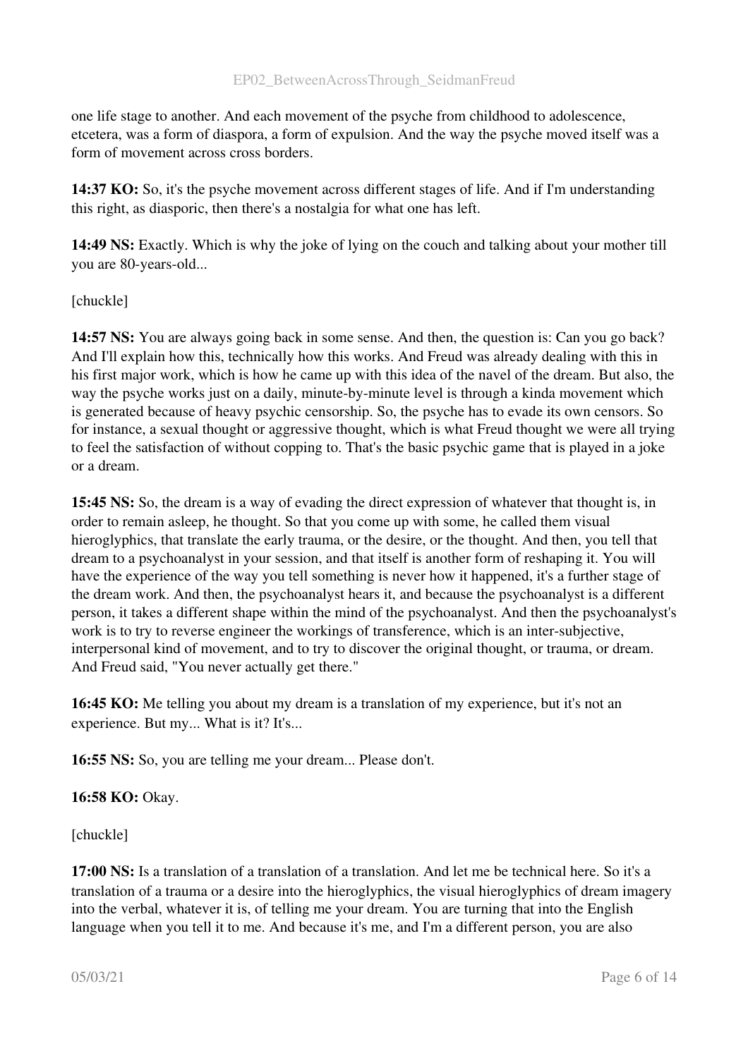one life stage to another. And each movement of the psyche from childhood to adolescence, etcetera, was a form of diaspora, a form of expulsion. And the way the psyche moved itself was a form of movement across cross borders.

**14:37 KO:** So, it's the psyche movement across different stages of life. And if I'm understanding this right, as diasporic, then there's a nostalgia for what one has left.

**14:49 NS:** Exactly. Which is why the joke of lying on the couch and talking about your mother till you are 80-years-old...

[chuckle]

**14:57 NS:** You are always going back in some sense. And then, the question is: Can you go back? And I'll explain how this, technically how this works. And Freud was already dealing with this in his first major work, which is how he came up with this idea of the navel of the dream. But also, the way the psyche works just on a daily, minute-by-minute level is through a kinda movement which is generated because of heavy psychic censorship. So, the psyche has to evade its own censors. So for instance, a sexual thought or aggressive thought, which is what Freud thought we were all trying to feel the satisfaction of without copping to. That's the basic psychic game that is played in a joke or a dream.

**15:45 NS:** So, the dream is a way of evading the direct expression of whatever that thought is, in order to remain asleep, he thought. So that you come up with some, he called them visual hieroglyphics, that translate the early trauma, or the desire, or the thought. And then, you tell that dream to a psychoanalyst in your session, and that itself is another form of reshaping it. You will have the experience of the way you tell something is never how it happened, it's a further stage of the dream work. And then, the psychoanalyst hears it, and because the psychoanalyst is a different person, it takes a different shape within the mind of the psychoanalyst. And then the psychoanalyst's work is to try to reverse engineer the workings of transference, which is an inter-subjective, interpersonal kind of movement, and to try to discover the original thought, or trauma, or dream. And Freud said, "You never actually get there."

**16:45 KO:** Me telling you about my dream is a translation of my experience, but it's not an experience. But my... What is it? It's...

**16:55 NS:** So, you are telling me your dream... Please don't.

**16:58 KO:** Okay.

[chuckle]

**17:00 NS:** Is a translation of a translation of a translation. And let me be technical here. So it's a translation of a trauma or a desire into the hieroglyphics, the visual hieroglyphics of dream imagery into the verbal, whatever it is, of telling me your dream. You are turning that into the English language when you tell it to me. And because it's me, and I'm a different person, you are also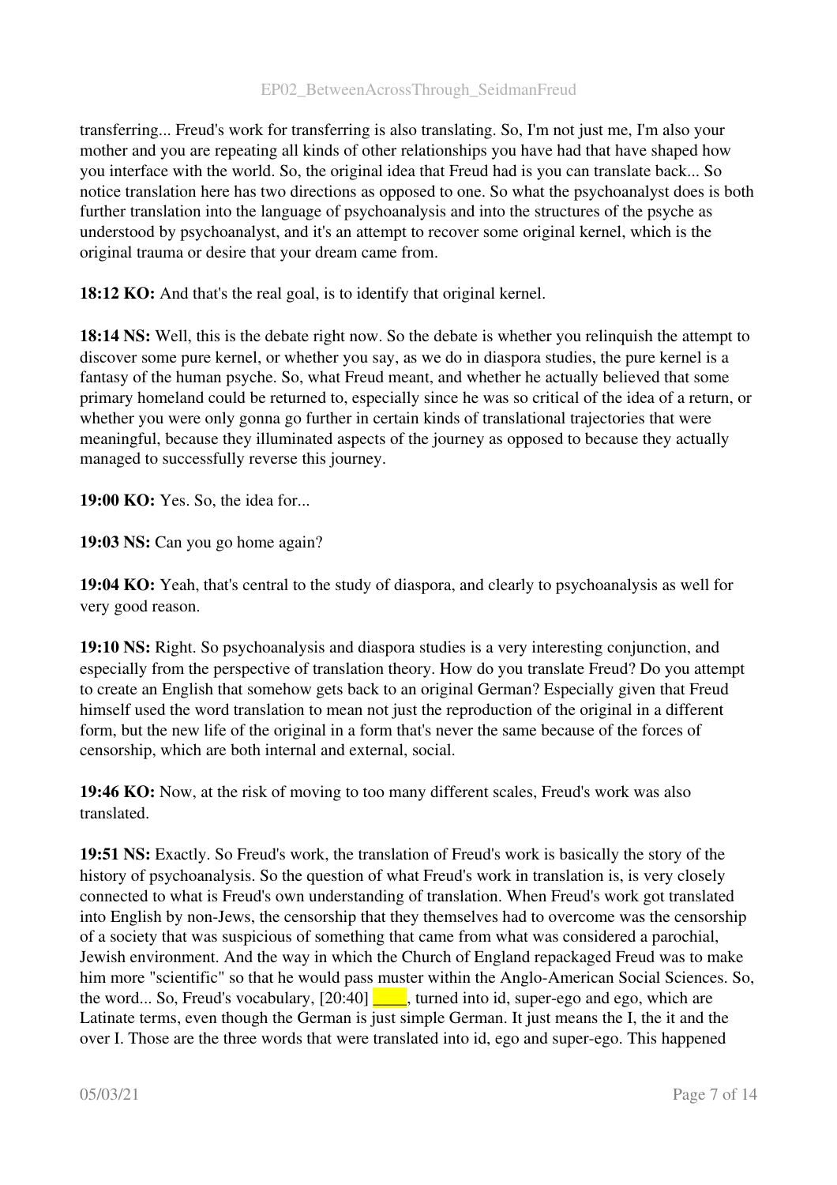transferring... Freud's work for transferring is also translating. So, I'm not just me, I'm also your mother and you are repeating all kinds of other relationships you have had that have shaped how you interface with the world. So, the original idea that Freud had is you can translate back... So notice translation here has two directions as opposed to one. So what the psychoanalyst does is both further translation into the language of psychoanalysis and into the structures of the psyche as understood by psychoanalyst, and it's an attempt to recover some original kernel, which is the original trauma or desire that your dream came from.

**18:12 KO:** And that's the real goal, is to identify that original kernel.

**18:14 NS:** Well, this is the debate right now. So the debate is whether you relinquish the attempt to discover some pure kernel, or whether you say, as we do in diaspora studies, the pure kernel is a fantasy of the human psyche. So, what Freud meant, and whether he actually believed that some primary homeland could be returned to, especially since he was so critical of the idea of a return, or whether you were only gonna go further in certain kinds of translational trajectories that were meaningful, because they illuminated aspects of the journey as opposed to because they actually managed to successfully reverse this journey.

**19:00 KO:** Yes. So, the idea for...

**19:03 NS:** Can you go home again?

**19:04 KO:** Yeah, that's central to the study of diaspora, and clearly to psychoanalysis as well for very good reason.

**19:10 NS:** Right. So psychoanalysis and diaspora studies is a very interesting conjunction, and especially from the perspective of translation theory. How do you translate Freud? Do you attempt to create an English that somehow gets back to an original German? Especially given that Freud himself used the word translation to mean not just the reproduction of the original in a different form, but the new life of the original in a form that's never the same because of the forces of censorship, which are both internal and external, social.

**19:46 KO:** Now, at the risk of moving to too many different scales, Freud's work was also translated.

**19:51 NS:** Exactly. So Freud's work, the translation of Freud's work is basically the story of the history of psychoanalysis. So the question of what Freud's work in translation is, is very closely connected to what is Freud's own understanding of translation. When Freud's work got translated into English by non-Jews, the censorship that they themselves had to overcome was the censorship of a society that was suspicious of something that came from what was considered a parochial, Jewish environment. And the way in which the Church of England repackaged Freud was to make him more "scientific" so that he would pass muster within the Anglo-American Social Sciences. So, the word... So, Freud's vocabulary, [20:40] ____, turned into id, super-ego and ego, which are Latinate terms, even though the German is just simple German. It just means the I, the it and the over I. Those are the three words that were translated into id, ego and super-ego. This happened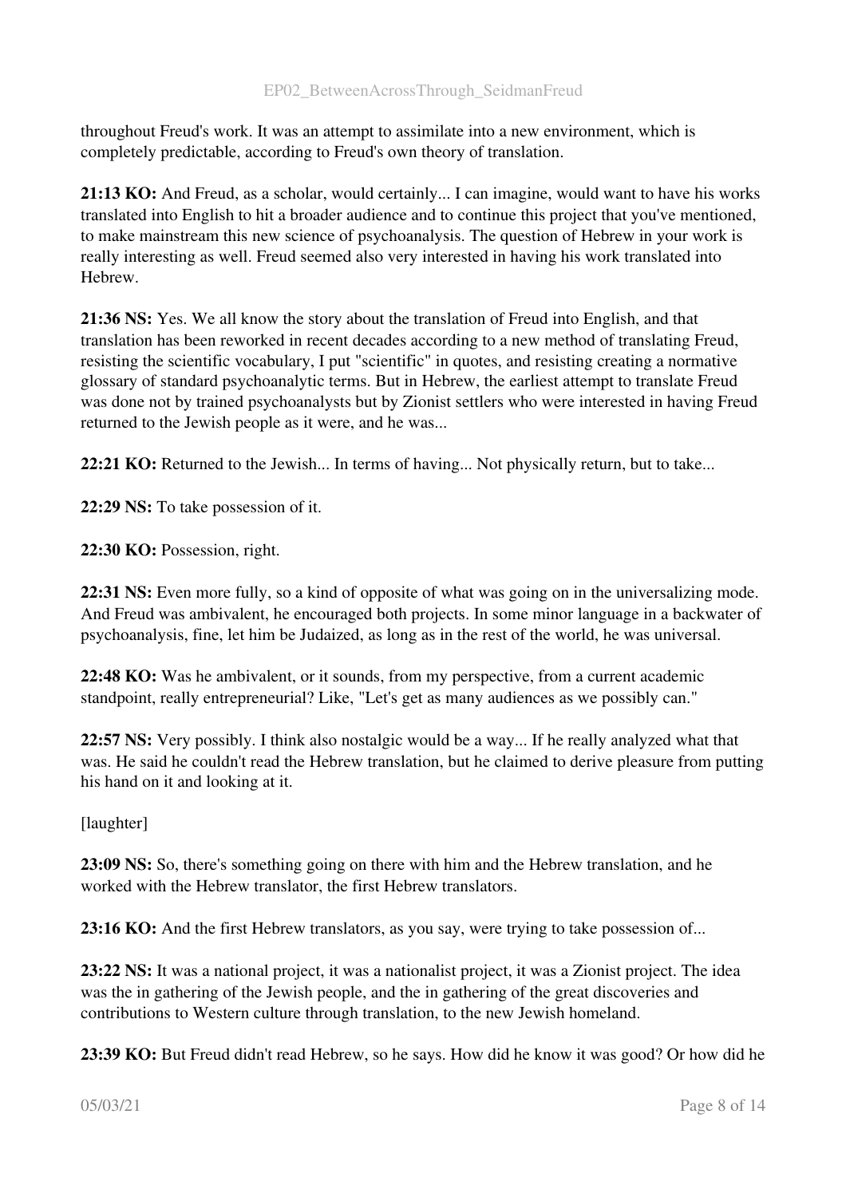throughout Freud's work. It was an attempt to assimilate into a new environment, which is completely predictable, according to Freud's own theory of translation.

**21:13 KO:** And Freud, as a scholar, would certainly... I can imagine, would want to have his works translated into English to hit a broader audience and to continue this project that you've mentioned, to make mainstream this new science of psychoanalysis. The question of Hebrew in your work is really interesting as well. Freud seemed also very interested in having his work translated into Hebrew.

**21:36 NS:** Yes. We all know the story about the translation of Freud into English, and that translation has been reworked in recent decades according to a new method of translating Freud, resisting the scientific vocabulary, I put "scientific" in quotes, and resisting creating a normative glossary of standard psychoanalytic terms. But in Hebrew, the earliest attempt to translate Freud was done not by trained psychoanalysts but by Zionist settlers who were interested in having Freud returned to the Jewish people as it were, and he was...

**22:21 KO:** Returned to the Jewish... In terms of having... Not physically return, but to take...

**22:29 NS:** To take possession of it.

**22:30 KO:** Possession, right.

**22:31 NS:** Even more fully, so a kind of opposite of what was going on in the universalizing mode. And Freud was ambivalent, he encouraged both projects. In some minor language in a backwater of psychoanalysis, fine, let him be Judaized, as long as in the rest of the world, he was universal.

**22:48 KO:** Was he ambivalent, or it sounds, from my perspective, from a current academic standpoint, really entrepreneurial? Like, "Let's get as many audiences as we possibly can."

**22:57 NS:** Very possibly. I think also nostalgic would be a way... If he really analyzed what that was. He said he couldn't read the Hebrew translation, but he claimed to derive pleasure from putting his hand on it and looking at it.

[laughter]

**23:09 NS:** So, there's something going on there with him and the Hebrew translation, and he worked with the Hebrew translator, the first Hebrew translators.

**23:16 KO:** And the first Hebrew translators, as you say, were trying to take possession of...

**23:22 NS:** It was a national project, it was a nationalist project, it was a Zionist project. The idea was the in gathering of the Jewish people, and the in gathering of the great discoveries and contributions to Western culture through translation, to the new Jewish homeland.

**23:39 KO:** But Freud didn't read Hebrew, so he says. How did he know it was good? Or how did he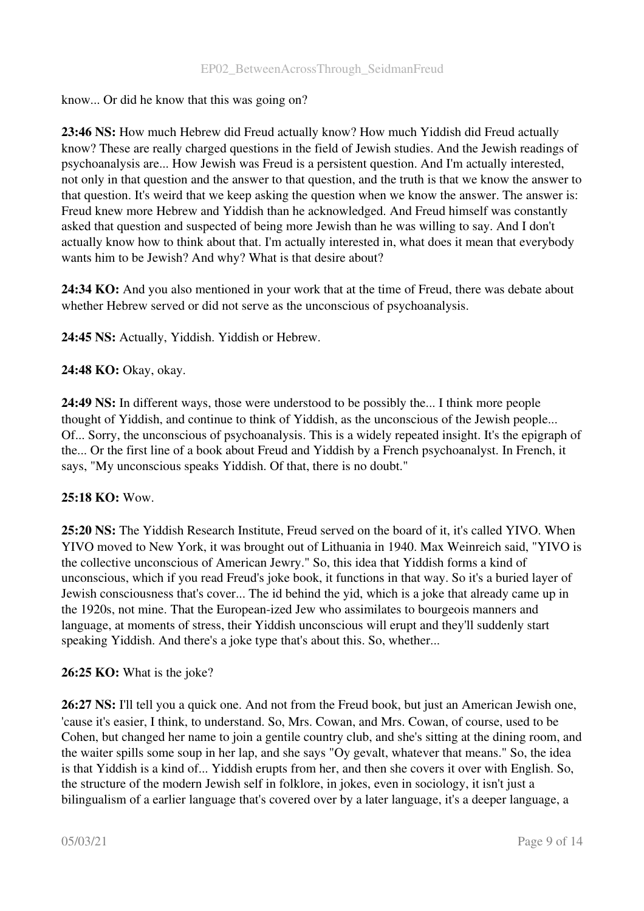know... Or did he know that this was going on?

**23:46 NS:** How much Hebrew did Freud actually know? How much Yiddish did Freud actually know? These are really charged questions in the field of Jewish studies. And the Jewish readings of psychoanalysis are... How Jewish was Freud is a persistent question. And I'm actually interested, not only in that question and the answer to that question, and the truth is that we know the answer to that question. It's weird that we keep asking the question when we know the answer. The answer is: Freud knew more Hebrew and Yiddish than he acknowledged. And Freud himself was constantly asked that question and suspected of being more Jewish than he was willing to say. And I don't actually know how to think about that. I'm actually interested in, what does it mean that everybody wants him to be Jewish? And why? What is that desire about?

**24:34 KO:** And you also mentioned in your work that at the time of Freud, there was debate about whether Hebrew served or did not serve as the unconscious of psychoanalysis.

**24:45 NS:** Actually, Yiddish. Yiddish or Hebrew.

**24:48 KO:** Okay, okay.

**24:49 NS:** In different ways, those were understood to be possibly the... I think more people thought of Yiddish, and continue to think of Yiddish, as the unconscious of the Jewish people... Of... Sorry, the unconscious of psychoanalysis. This is a widely repeated insight. It's the epigraph of the... Or the first line of a book about Freud and Yiddish by a French psychoanalyst. In French, it says, "My unconscious speaks Yiddish. Of that, there is no doubt."

**25:18 KO:** Wow.

**25:20 NS:** The Yiddish Research Institute, Freud served on the board of it, it's called YIVO. When YIVO moved to New York, it was brought out of Lithuania in 1940. Max Weinreich said, "YIVO is the collective unconscious of American Jewry." So, this idea that Yiddish forms a kind of unconscious, which if you read Freud's joke book, it functions in that way. So it's a buried layer of Jewish consciousness that's cover... The id behind the yid, which is a joke that already came up in the 1920s, not mine. That the European-ized Jew who assimilates to bourgeois manners and language, at moments of stress, their Yiddish unconscious will erupt and they'll suddenly start speaking Yiddish. And there's a joke type that's about this. So, whether...

**26:25 KO:** What is the joke?

**26:27 NS:** I'll tell you a quick one. And not from the Freud book, but just an American Jewish one, 'cause it's easier, I think, to understand. So, Mrs. Cowan, and Mrs. Cowan, of course, used to be Cohen, but changed her name to join a gentile country club, and she's sitting at the dining room, and the waiter spills some soup in her lap, and she says "Oy gevalt, whatever that means." So, the idea is that Yiddish is a kind of... Yiddish erupts from her, and then she covers it over with English. So, the structure of the modern Jewish self in folklore, in jokes, even in sociology, it isn't just a bilingualism of a earlier language that's covered over by a later language, it's a deeper language, a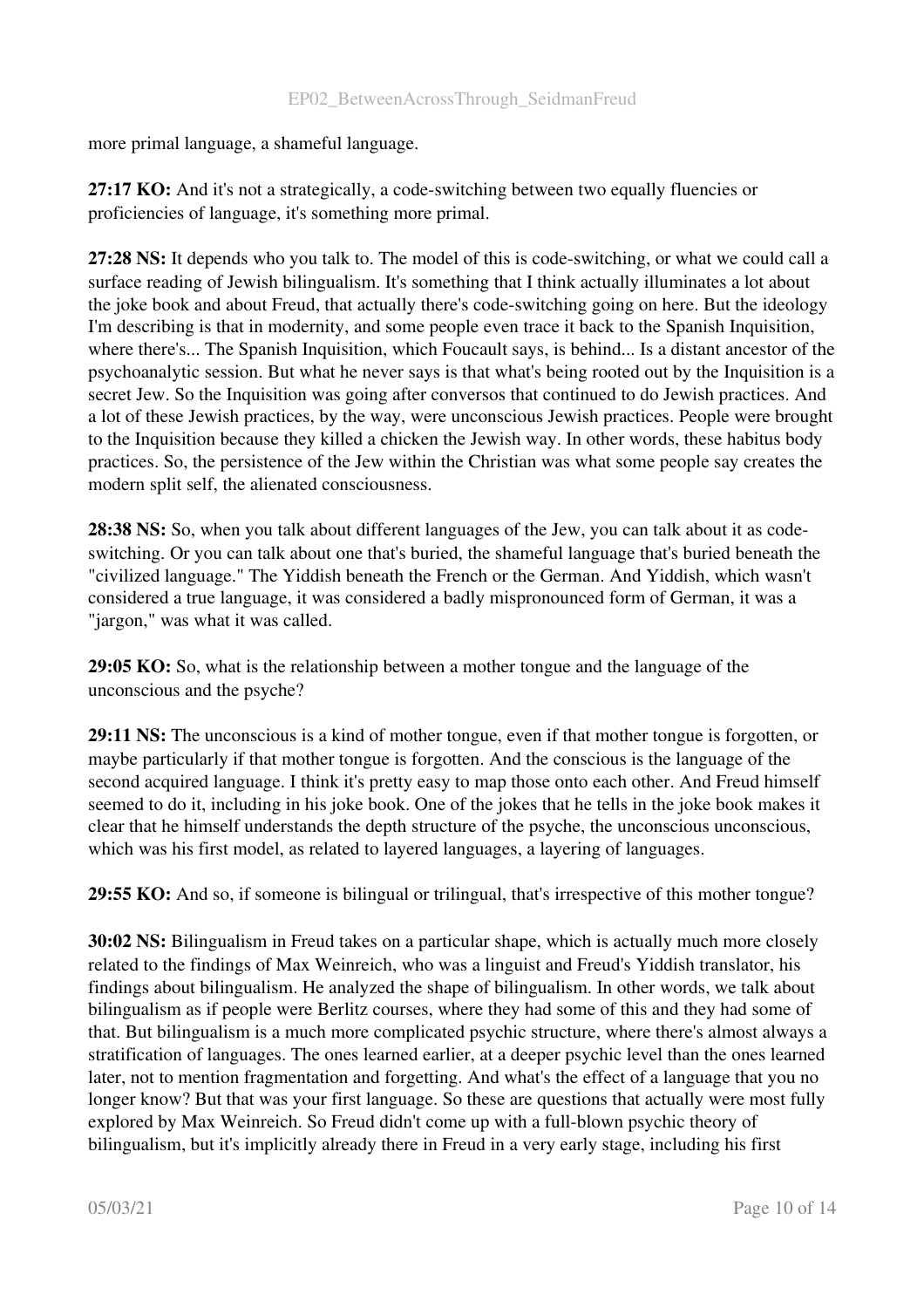more primal language, a shameful language.

**27:17 KO:** And it's not a strategically, a code-switching between two equally fluencies or proficiencies of language, it's something more primal.

**27:28 NS:** It depends who you talk to. The model of this is code-switching, or what we could call a surface reading of Jewish bilingualism. It's something that I think actually illuminates a lot about the joke book and about Freud, that actually there's code-switching going on here. But the ideology I'm describing is that in modernity, and some people even trace it back to the Spanish Inquisition, where there's... The Spanish Inquisition, which Foucault says, is behind... Is a distant ancestor of the psychoanalytic session. But what he never says is that what's being rooted out by the Inquisition is a secret Jew. So the Inquisition was going after conversos that continued to do Jewish practices. And a lot of these Jewish practices, by the way, were unconscious Jewish practices. People were brought to the Inquisition because they killed a chicken the Jewish way. In other words, these habitus body practices. So, the persistence of the Jew within the Christian was what some people say creates the modern split self, the alienated consciousness.

**28:38 NS:** So, when you talk about different languages of the Jew, you can talk about it as code-switching. Or you can talk about one that's buried, the shameful language that's buried beneath the "civilized language." The Yiddish beneath the French or the German. And Yiddish, which wasn't considered a true language, it was considered a badly mispronounced form of German, it was a "jargon," was what it was called.

**29:05 KO:** So, what is the relationship between a mother tongue and the language of the unconscious and the psyche?

**29:11 NS:** The unconscious is a kind of mother tongue, even if that mother tongue is forgotten, or maybe particularly if that mother tongue is forgotten. And the conscious is the language of the second acquired language. I think it's pretty easy to map those onto each other. And Freud himself seemed to do it, including in his joke book. One of the jokes that he tells in the joke book makes it clear that he himself understands the depth structure of the psyche, the unconscious unconscious, which was his first model, as related to layered languages, a layering of languages.

**29:55 KO:** And so, if someone is bilingual or trilingual, that's irrespective of this mother tongue?

**30:02 NS:** Bilingualism in Freud takes on a particular shape, which is actually much more closely related to the findings of Max Weinreich, who was a linguist and Freud's Yiddish translator, his findings about bilingualism. He analyzed the shape of bilingualism. In other words, we talk about bilingualism as if people were Berlitz courses, where they had some of this and they had some of that. But bilingualism is a much more complicated psychic structure, where there's almost always a stratification of languages. The ones learned earlier, at a deeper psychic level than the ones learned later, not to mention fragmentation and forgetting. And what's the effect of a language that you no longer know? But that was your first language. So these are questions that actually were most fully explored by Max Weinreich. So Freud didn't come up with a full-blown psychic theory of bilingualism, but it's implicitly already there in Freud in a very early stage, including his first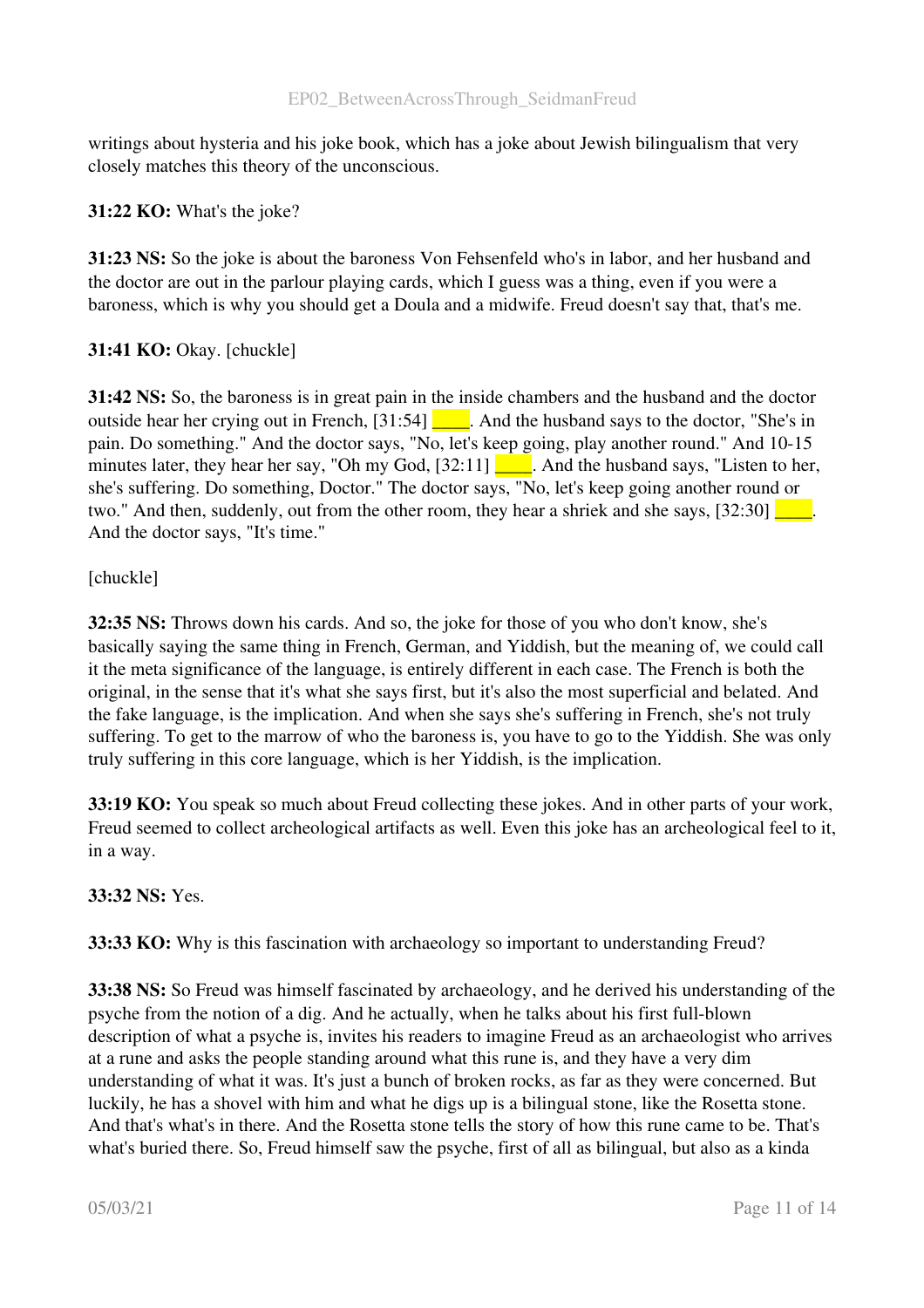writings about hysteria and his joke book, which has a joke about Jewish bilingualism that very closely matches this theory of the unconscious.

**31:22 KO:** What's the joke?

**31:23 NS:** So the joke is about the baroness Von Fehsenfeld who's in labor, and her husband and the doctor are out in the parlour playing cards, which I guess was a thing, even if you were a baroness, which is why you should get a Doula and a midwife. Freud doesn't say that, that's me.

**31:41 KO:** Okay. [chuckle]

**31:42 NS:** So, the baroness is in great pain in the inside chambers and the husband and the doctor outside hear her crying out in French, [31:54] ____. And the husband says to the doctor, "She's in pain. Do something." And the doctor says, "No, let's keep going, play another round." And 10-15 minutes later, they hear her say, "Oh my God, [32:11] ____. And the husband says, "Listen to her, she's suffering. Do something, Doctor." The doctor says, "No, let's keep going another round or two." And then, suddenly, out from the other room, they hear a shriek and she says, [32:30] ____. And the doctor says, "It's time."

[chuckle]

**32:35 NS:** Throws down his cards. And so, the joke for those of you who don't know, she's basically saying the same thing in French, German, and Yiddish, but the meaning of, we could call it the meta significance of the language, is entirely different in each case. The French is both the original, in the sense that it's what she says first, but it's also the most superficial and belated. And the fake language, is the implication. And when she says she's suffering in French, she's not truly suffering. To get to the marrow of who the baroness is, you have to go to the Yiddish. She was only truly suffering in this core language, which is her Yiddish, is the implication.

**33:19 KO:** You speak so much about Freud collecting these jokes. And in other parts of your work, Freud seemed to collect archeological artifacts as well. Even this joke has an archeological feel to it, in a way.

**33:32 NS:** Yes.

**33:33 KO:** Why is this fascination with archaeology so important to understanding Freud?

**33:38 NS:** So Freud was himself fascinated by archaeology, and he derived his understanding of the psyche from the notion of a dig. And he actually, when he talks about his first full-blown description of what a psyche is, invites his readers to imagine Freud as an archaeologist who arrives at a rune and asks the people standing around what this rune is, and they have a very dim understanding of what it was. It's just a bunch of broken rocks, as far as they were concerned. But luckily, he has a shovel with him and what he digs up is a bilingual stone, like the Rosetta stone. And that's what's in there. And the Rosetta stone tells the story of how this rune came to be. That's what's buried there. So, Freud himself saw the psyche, first of all as bilingual, but also as a kinda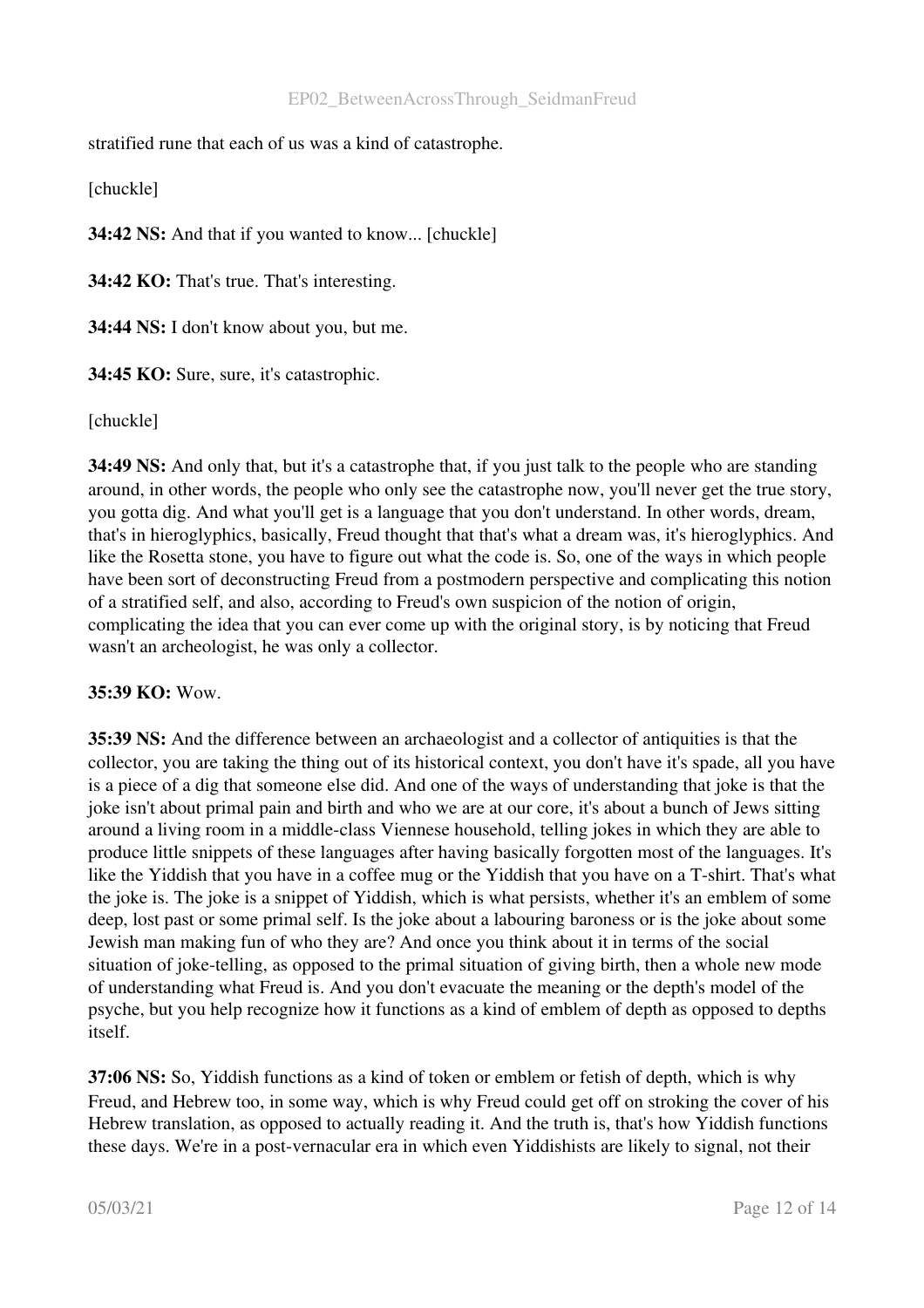stratified rune that each of us was a kind of catastrophe.

[chuckle]

**34:42 NS:** And that if you wanted to know... [chuckle]

**34:42 KO:** That's true. That's interesting.

**34:44 NS:** I don't know about you, but me.

**34:45 KO:** Sure, sure, it's catastrophic.

[chuckle]

**34:49 NS:** And only that, but it's a catastrophe that, if you just talk to the people who are standing around, in other words, the people who only see the catastrophe now, you'll never get the true story, you gotta dig. And what you'll get is a language that you don't understand. In other words, dream, that's in hieroglyphics, basically, Freud thought that that's what a dream was, it's hieroglyphics. And like the Rosetta stone, you have to figure out what the code is. So, one of the ways in which people have been sort of deconstructing Freud from a postmodern perspective and complicating this notion of a stratified self, and also, according to Freud's own suspicion of the notion of origin, complicating the idea that you can ever come up with the original story, is by noticing that Freud wasn't an archeologist, he was only a collector.

**35:39 KO:** Wow.

**35:39 NS:** And the difference between an archaeologist and a collector of antiquities is that the collector, you are taking the thing out of its historical context, you don't have it's spade, all you have is a piece of a dig that someone else did. And one of the ways of understanding that joke is that the joke isn't about primal pain and birth and who we are at our core, it's about a bunch of Jews sitting around a living room in a middle-class Viennese household, telling jokes in which they are able to produce little snippets of these languages after having basically forgotten most of the languages. It's like the Yiddish that you have in a coffee mug or the Yiddish that you have on a T-shirt. That's what the joke is. The joke is a snippet of Yiddish, which is what persists, whether it's an emblem of some deep, lost past or some primal self. Is the joke about a labouring baroness or is the joke about some Jewish man making fun of who they are? And once you think about it in terms of the social situation of joke-telling, as opposed to the primal situation of giving birth, then a whole new mode of understanding what Freud is. And you don't evacuate the meaning or the depth's model of the psyche, but you help recognize how it functions as a kind of emblem of depth as opposed to depths itself.

**37:06 NS:** So, Yiddish functions as a kind of token or emblem or fetish of depth, which is why Freud, and Hebrew too, in some way, which is why Freud could get off on stroking the cover of his Hebrew translation, as opposed to actually reading it. And the truth is, that's how Yiddish functions these days. We're in a post-vernacular era in which even Yiddishists are likely to signal, not their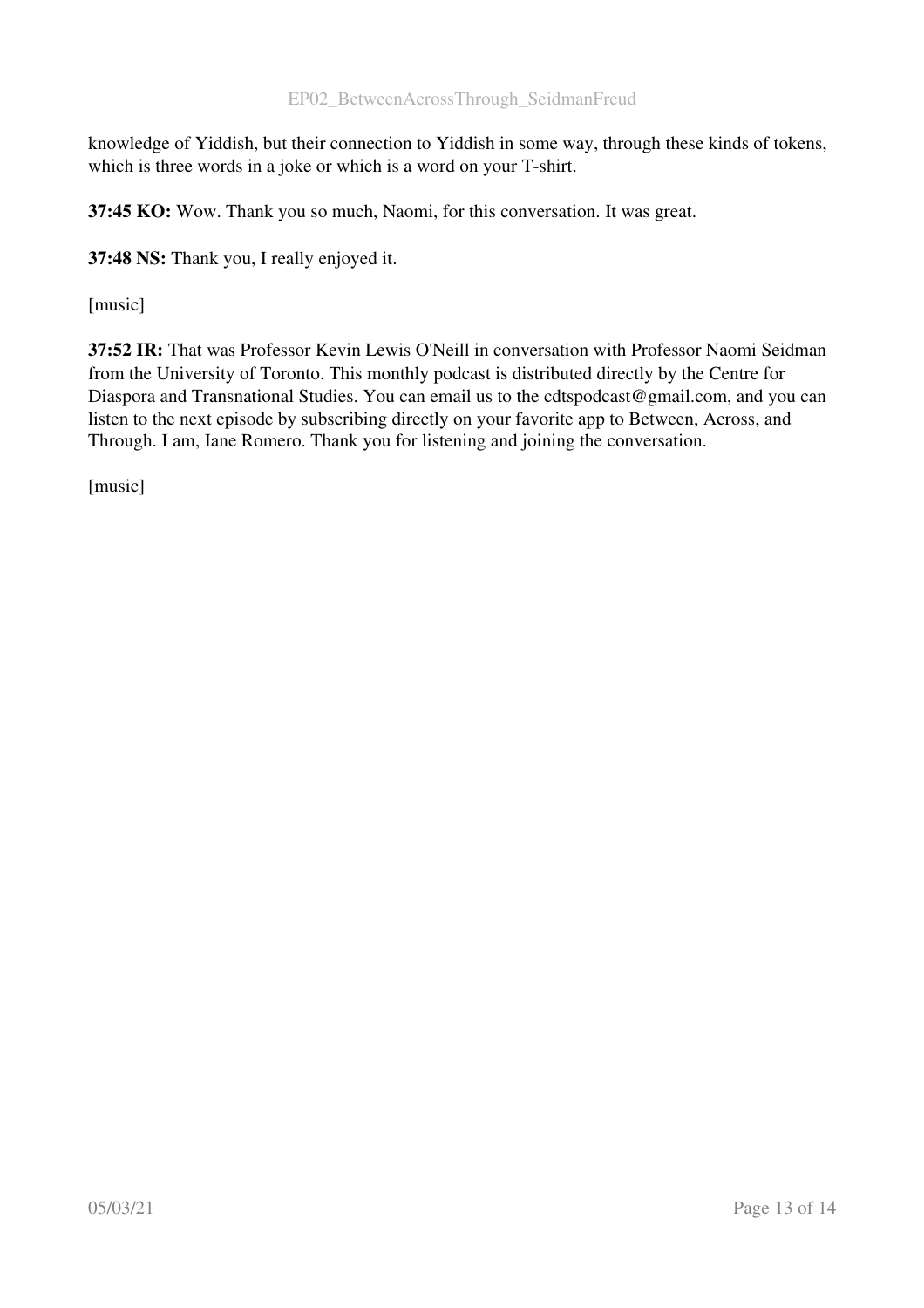knowledge of Yiddish, but their connection to Yiddish in some way, through these kinds of tokens, which is three words in a joke or which is a word on your T-shirt.

**37:45 KO:** Wow. Thank you so much, Naomi, for this conversation. It was great.

**37:48 NS:** Thank you, I really enjoyed it.

[music]

**37:52 IR:** That was Professor Kevin Lewis O'Neill in conversation with Professor Naomi Seidman from the University of Toronto. This monthly podcast is distributed directly by the Centre for Diaspora and Transnational Studies. You can email us to the cdtspodcast@gmail.com, and you can listen to the next episode by subscribing directly on your favorite app to Between, Across, and Through. I am, Iane Romero. Thank you for listening and joining the conversation.

[music]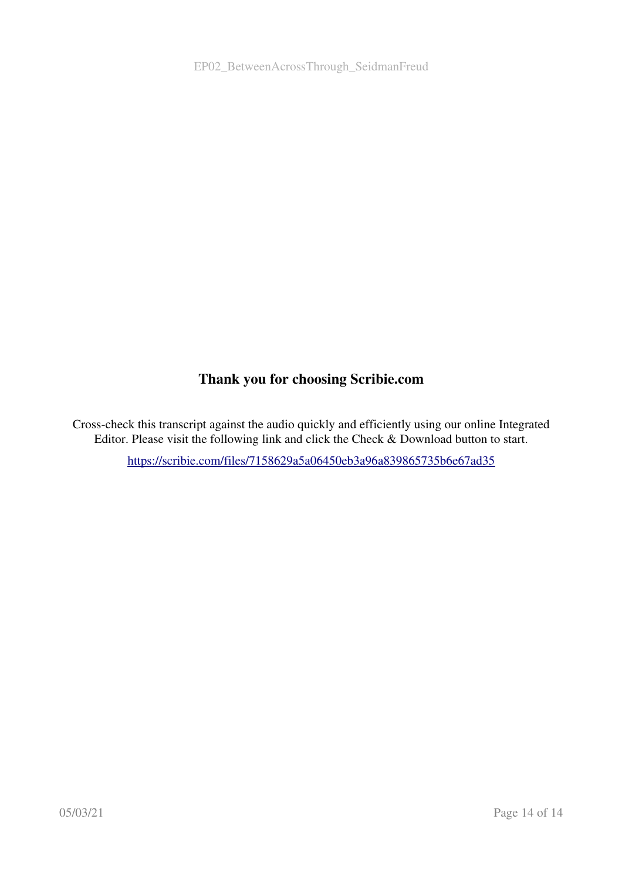**Thank you for choosing Scribie.com**

Cross-check this transcript against the audio quickly and efficiently using our online Integrated Editor. Please visit the following link and click the Check & Download button to start.

https://scribie.com/files/7158629a5a06450eb3a96a839865735b6e67ad35